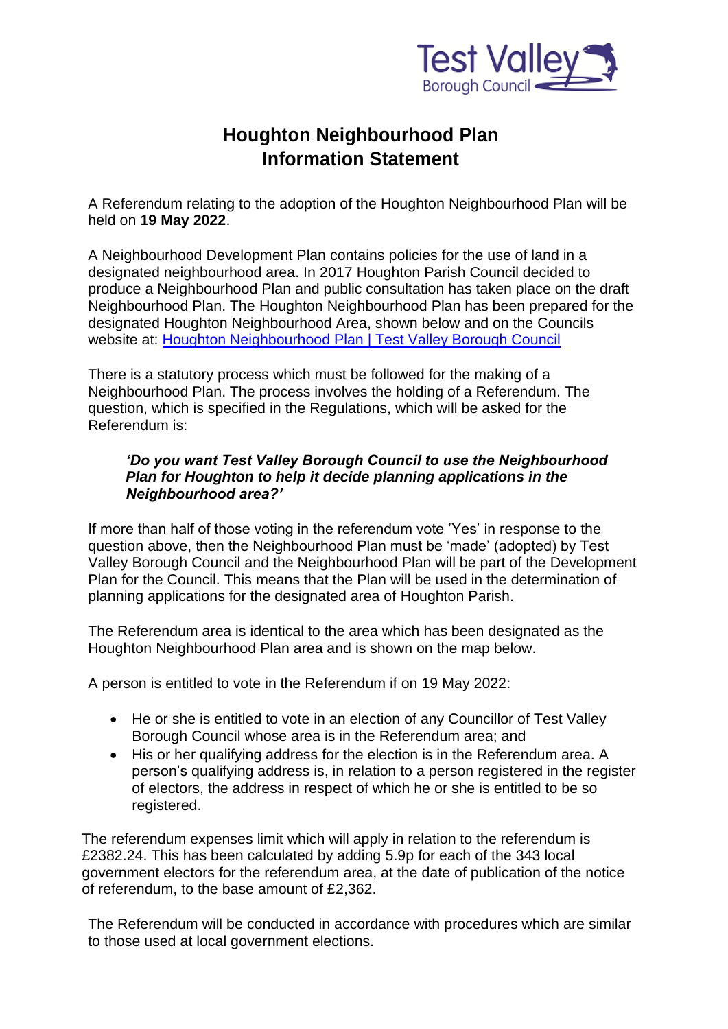Test Valley Borough Council

# Houghton Neighbourhood Plan Information Statement

A Referendum relating to the adoption of the Houghton Neighbourhood Plan will be held on **19 May 2022**.

A Neighbourhood Development Plan contains policies for the use of land in a designated neighbourhood area. In 2017 Houghton Parish Council decided to produce a Neighbourhood Plan and public consultation has taken place on the draft Neighbourhood Plan. The Houghton Neighbourhood Plan has been prepared for the designated Houghton Neighbourhood Area, shown below and on the Councils website at: Houghton Neighbourhood Plan | Test Valley Borough Council

There is a statutory process which must be followed for the making of a Neighbourhood Plan. The process involves the holding of a Referendum. The question, which is specified in the Regulations, which will be asked for the Referendum is:

> ***'Do you want Test Valley Borough Council to use the Neighbourhood Plan for Houghton to help it decide planning applications in the Neighbourhood area?'***

If more than half of those voting in the referendum vote 'Yes' in response to the question above, then the Neighbourhood Plan must be 'made' (adopted) by Test Valley Borough Council and the Neighbourhood Plan will be part of the Development Plan for the Council. This means that the Plan will be used in the determination of planning applications for the designated area of Houghton Parish.

The Referendum area is identical to the area which has been designated as the Houghton Neighbourhood Plan area and is shown on the map below.

A person is entitled to vote in the Referendum if on 19 May 2022:

- He or she is entitled to vote in an election of any Councillor of Test Valley Borough Council whose area is in the Referendum area; and
- His or her qualifying address for the election is in the Referendum area. A person's qualifying address is, in relation to a person registered in the register of electors, the address in respect of which he or she is entitled to be so registered.

The referendum expenses limit which will apply in relation to the referendum is £2382.24. This has been calculated by adding 5.9p for each of the 343 local government electors for the referendum area, at the date of publication of the notice of referendum, to the base amount of £2,362.

The Referendum will be conducted in accordance with procedures which are similar to those used at local government elections.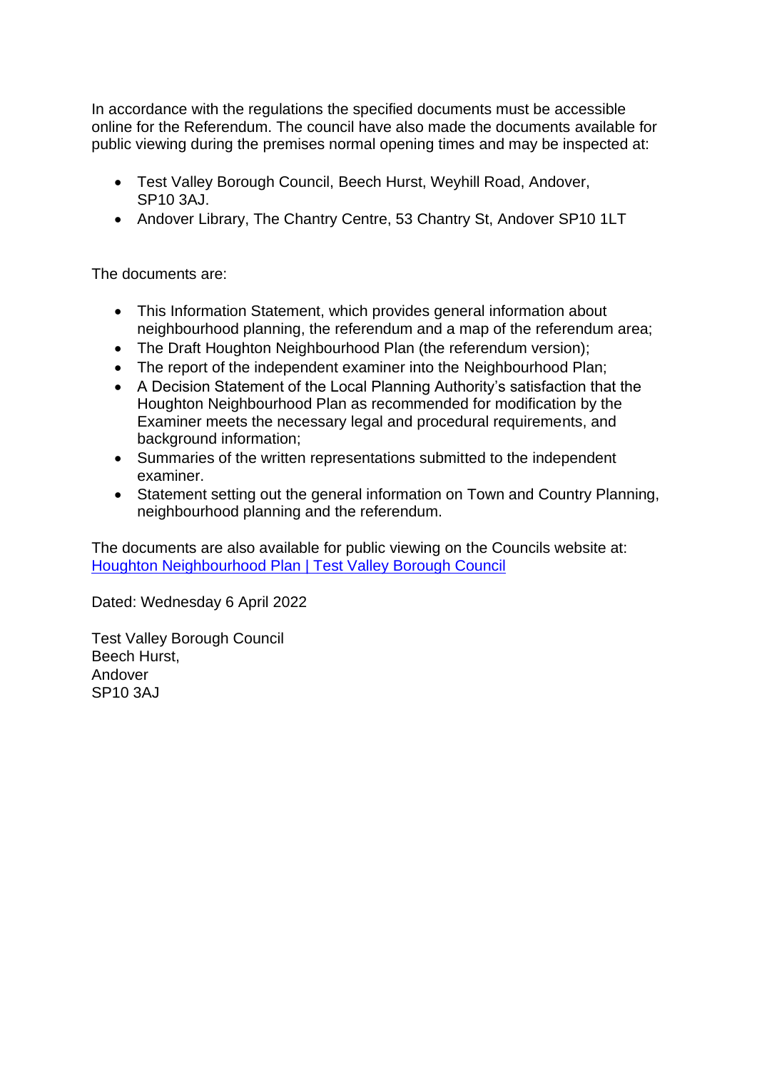In accordance with the regulations the specified documents must be accessible online for the Referendum. The council have also made the documents available for public viewing during the premises normal opening times and may be inspected at:

- Test Valley Borough Council, Beech Hurst, Weyhill Road, Andover, SP10 3AJ.
- Andover Library, The Chantry Centre, 53 Chantry St, Andover SP10 1LT

The documents are:

- This Information Statement, which provides general information about neighbourhood planning, the referendum and a map of the referendum area;
- The Draft Houghton Neighbourhood Plan (the referendum version);
- The report of the independent examiner into the Neighbourhood Plan;
- A Decision Statement of the Local Planning Authority's satisfaction that the Houghton Neighbourhood Plan as recommended for modification by the Examiner meets the necessary legal and procedural requirements, and background information;
- Summaries of the written representations submitted to the independent examiner.
- Statement setting out the general information on Town and Country Planning, neighbourhood planning and the referendum.

The documents are also available for public viewing on the Councils website at: [Houghton Neighbourhood Plan | Test Valley Borough Council]()

Dated: Wednesday 6 April 2022

Test Valley Borough Council
Beech Hurst,
Andover
SP10 3AJ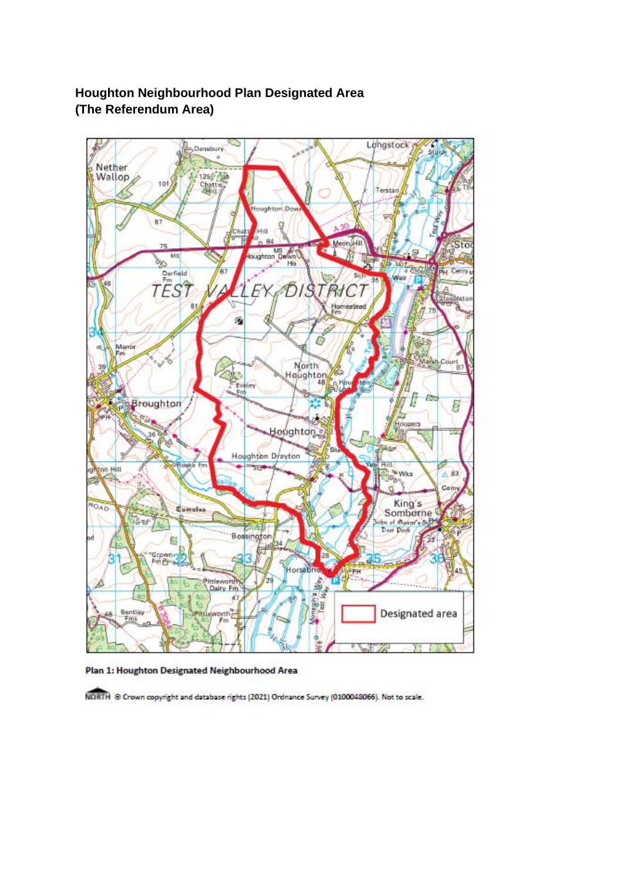**Houghton Neighbourhood Plan Designated Area**
**(The Referendum Area)**

Plan 1: Houghton Designated Neighbourhood Area

NORTH © Crown copyright and database rights (2021) Ordnance Survey (0100048066). Not to scale.